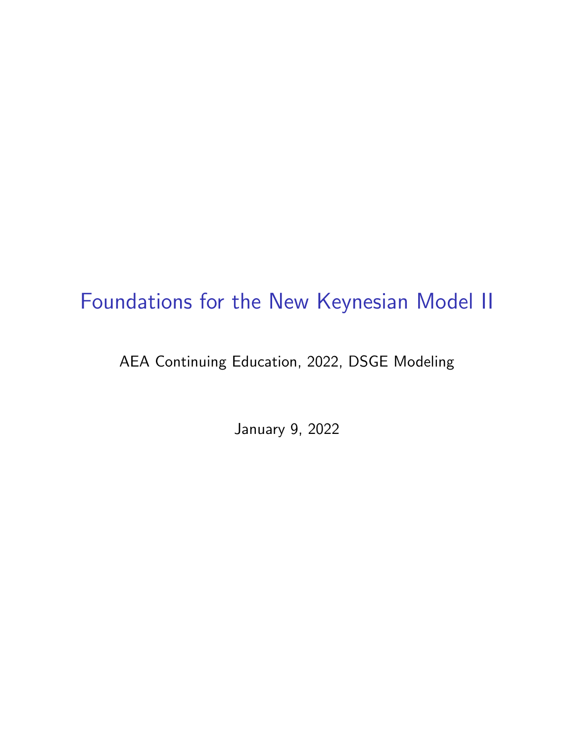# Foundations for the New Keynesian Model II

AEA Continuing Education, 2022, DSGE Modeling

January 9, 2022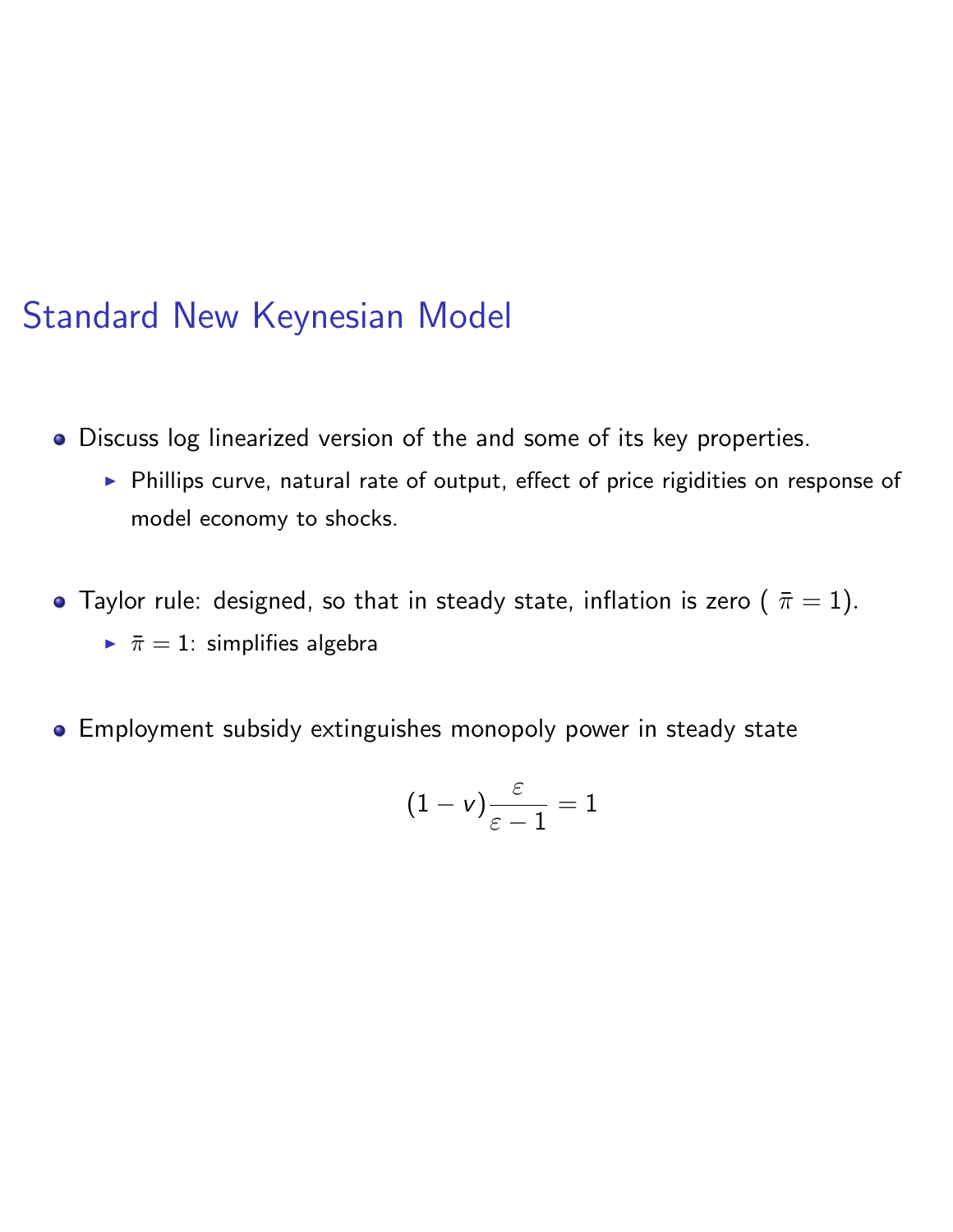# Standard New Keynesian Model

- Discuss log linearized version of the and some of its key properties.
  - Phillips curve, natural rate of output, effect of price rigidities on response of model economy to shocks.

- Taylor rule: designed, so that in steady state, inflation is zero ( $\bar{\pi} = 1$).
  - $\bar{\pi} = 1$: simplifies algebra

- Employment subsidy extinguishes monopoly power in steady state

$$(1 - v) \frac{\varepsilon}{\varepsilon - 1} = 1$$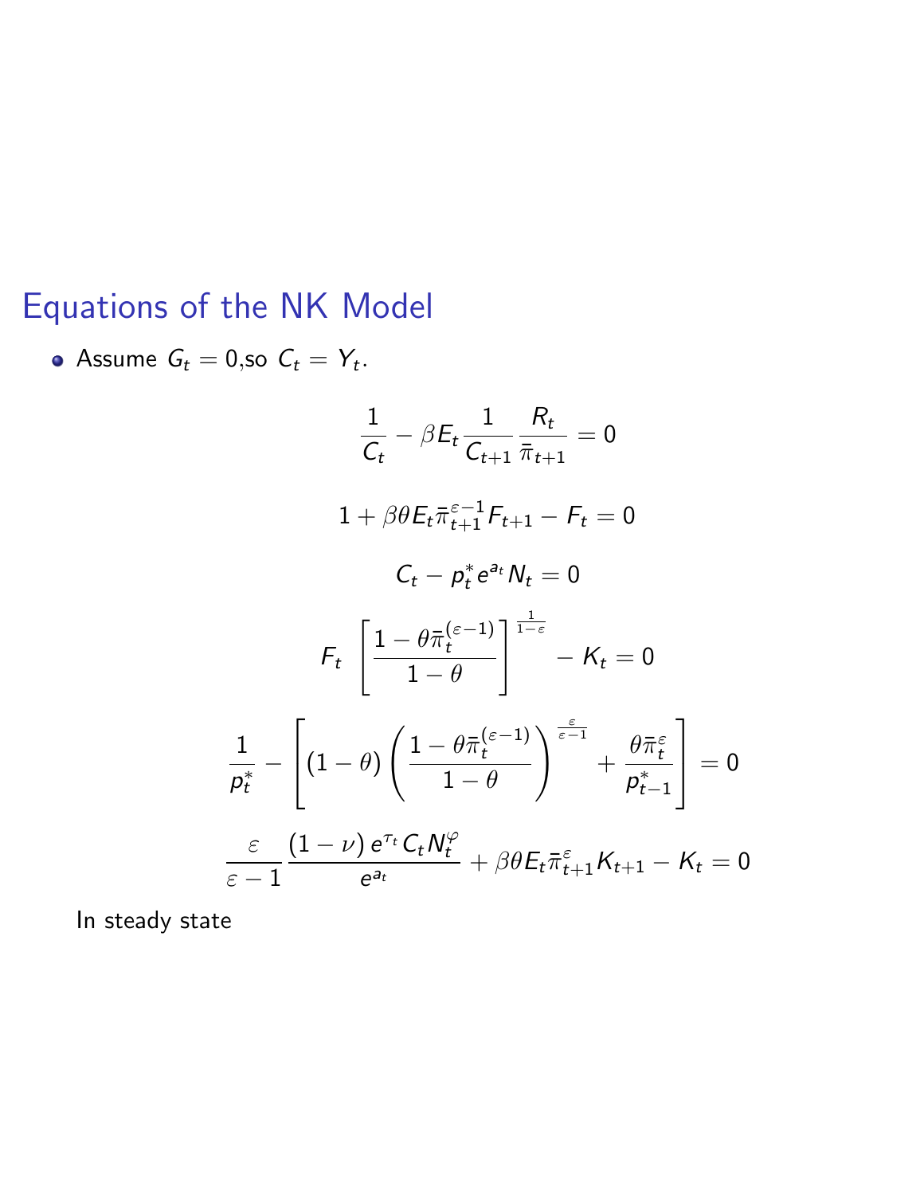# Equations of the NK Model

- Assume $G_t = 0$,so $C_t = Y_t$.

$$\frac{1}{C_t} - \beta E_t \frac{1}{C_{t+1}} \frac{R_t}{\bar{\pi}_{t+1}} = 0$$

$$1 + \beta \theta E_t \bar{\pi}_{t+1}^{\varepsilon - 1} F_{t+1} - F_t = 0$$

$$C_t - p_t^* e^{a_t} N_t = 0$$

$$F_t \left[ \frac{1 - \theta \bar{\pi}_t^{(\varepsilon - 1)}}{1 - \theta} \right]^{\frac{1}{1-\varepsilon}} - K_t = 0$$

$$\frac{1}{p_t^*} - \left[ (1 - \theta) \left( \frac{1 - \theta \bar{\pi}_t^{(\varepsilon - 1)}}{1 - \theta} \right)^{\frac{\varepsilon}{\varepsilon - 1}} + \frac{\theta \bar{\pi}_t^{\varepsilon}}{p_{t-1}^*} \right] = 0$$

$$\frac{\varepsilon}{\varepsilon - 1} \frac{(1 - \nu) e^{\tau_t} C_t N_t^{\varphi}}{e^{a_t}} + \beta \theta E_t \bar{\pi}_{t+1}^{\varepsilon} K_{t+1} - K_t = 0$$

In steady state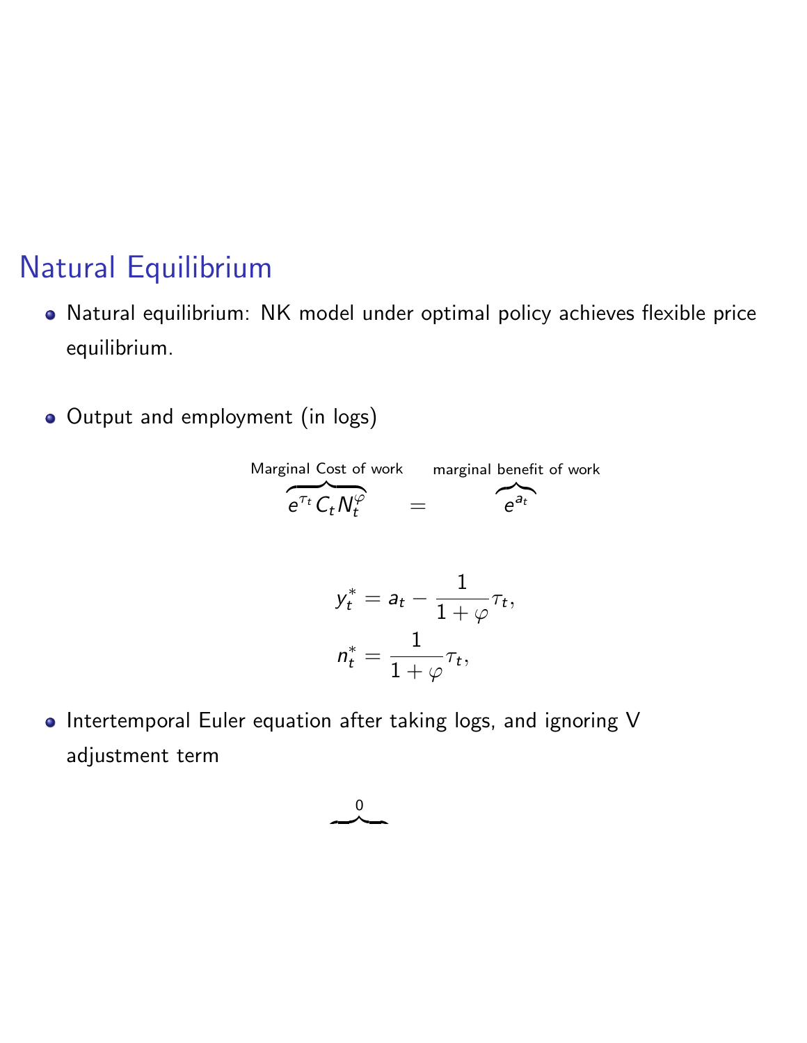# Natural Equilibrium

- Natural equilibrium: NK model under optimal policy achieves flexible price equilibrium.

- Output and employment (in logs)

$$\overbrace{e^{\tau_t} C_t N_t^{\varphi}}^{\text{Marginal Cost of work}} \quad = \quad \overbrace{e^{a_t}}^{\text{marginal benefit of work}}$$

$$y_t^* = a_t - \frac{1}{1+\varphi}\tau_t,$$
$$n_t^* = \frac{1}{1+\varphi}\tau_t,$$

- Intertemporal Euler equation after taking logs, and ignoring V adjustment term

$$\overbrace{\phantom{xxxx}}^{0}$$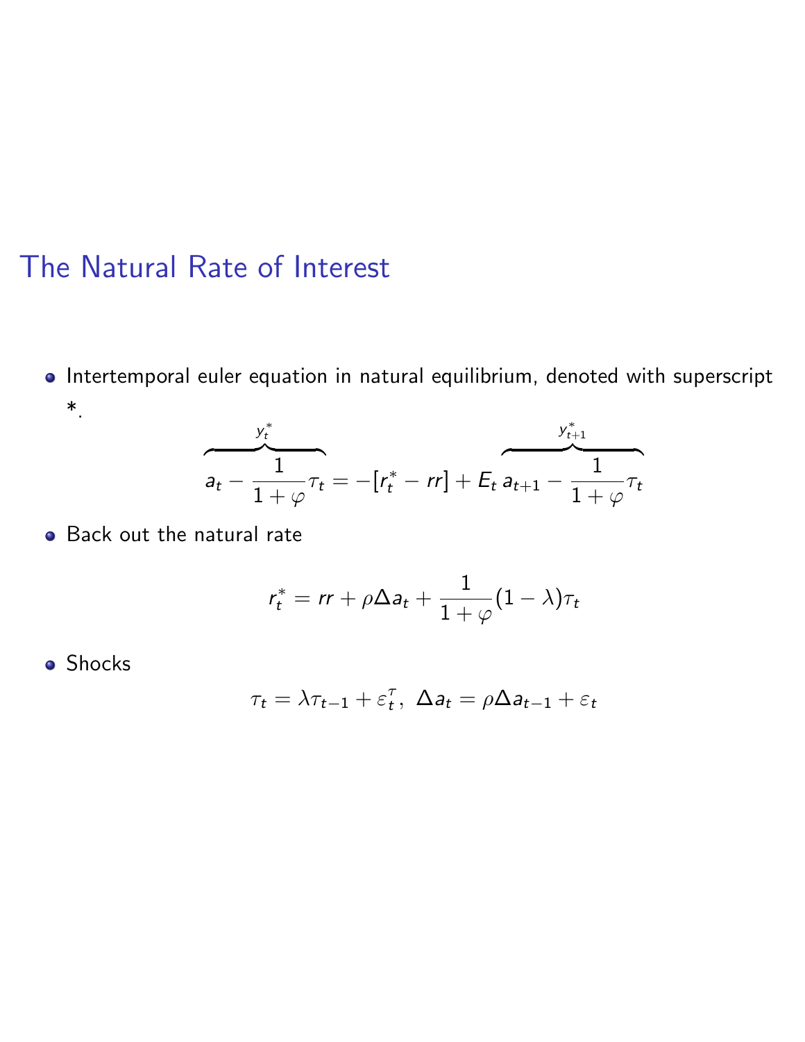# The Natural Rate of Interest

- Intertemporal euler equation in natural equilibrium, denoted with superscript *.

$$\overbrace{a_t - \frac{1}{1+\varphi}\tau_t}^{y_t^*} = -[r_t^* - rr] + E_t \overbrace{a_{t+1} - \frac{1}{1+\varphi}\tau_t}^{y_{t+1}^*}$$

- Back out the natural rate

$$r_t^* = rr + \rho\Delta a_t + \frac{1}{1+\varphi}(1-\lambda)\tau_t$$

- Shocks

$$\tau_t = \lambda\tau_{t-1} + \varepsilon_t^{\tau},\ \Delta a_t = \rho\Delta a_{t-1} + \varepsilon_t$$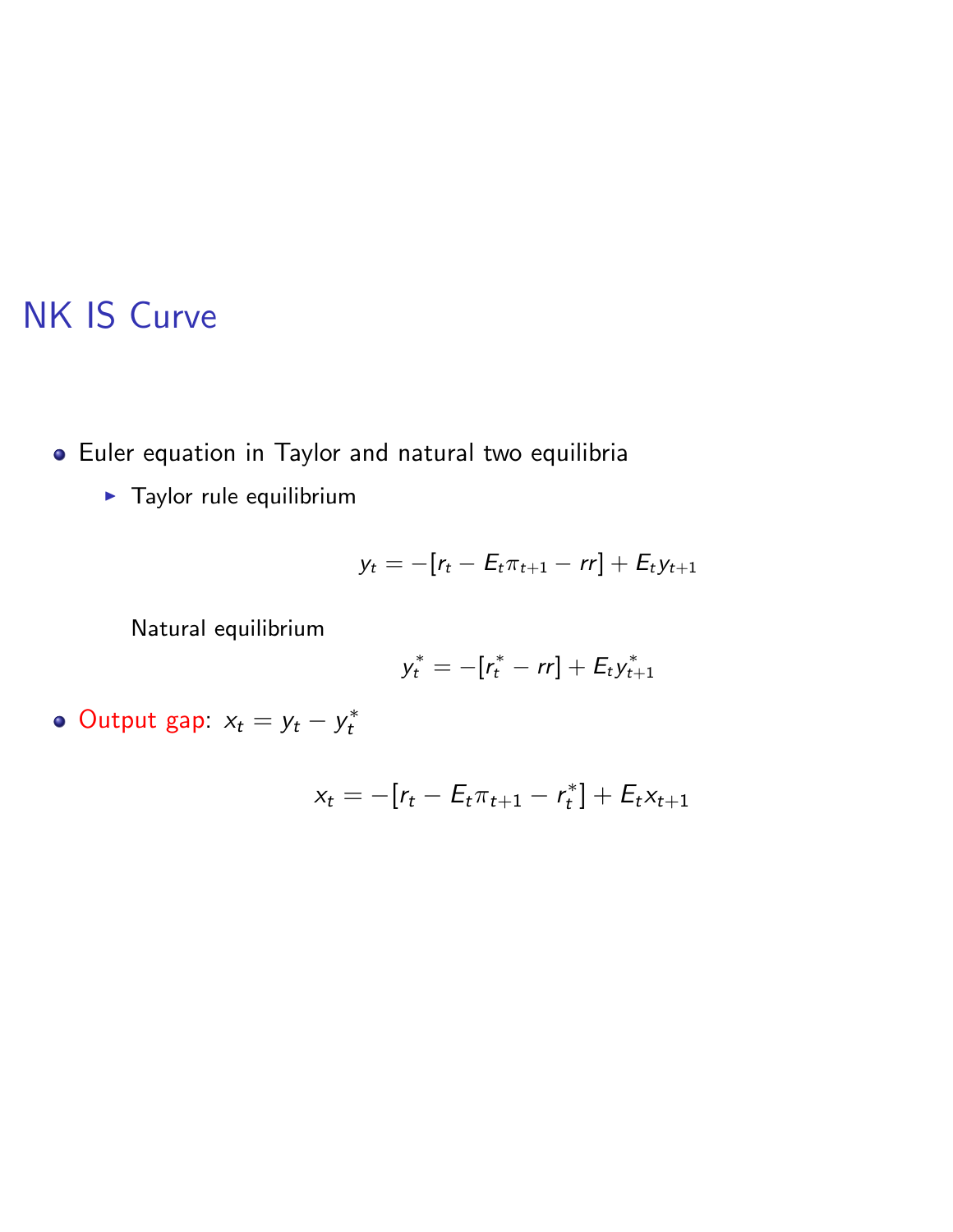## NK IS Curve

- Euler equation in Taylor and natural two equilibria
  - Taylor rule equilibrium

$$y_t = -[r_t - E_t \pi_{t+1} - rr] + E_t y_{t+1}$$

  Natural equilibrium

$$y_t^* = -[r_t^* - rr] + E_t y_{t+1}^*$$

- Output gap: $x_t = y_t - y_t^*$

$$x_t = -[r_t - E_t \pi_{t+1} - r_t^*] + E_t x_{t+1}$$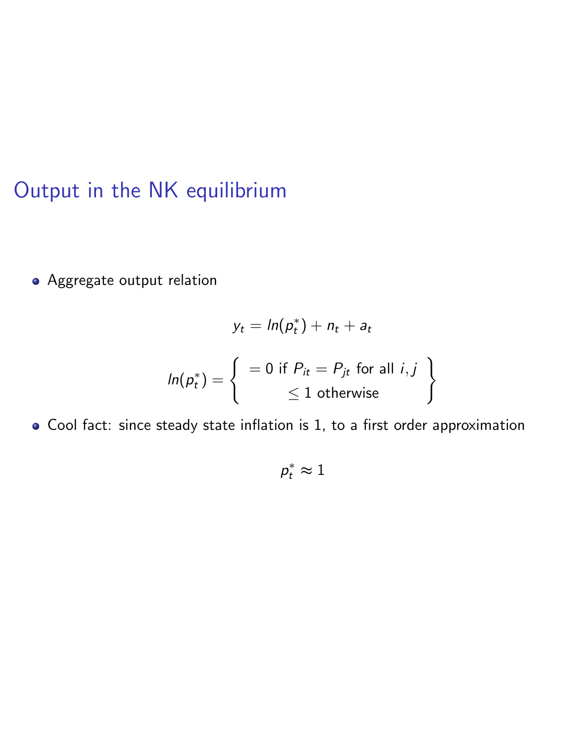# Output in the NK equilibrium

- Aggregate output relation

$$y_t = ln(p_t^*) + n_t + a_t$$

$$ln(p_t^*) = \left\{ \begin{array}{c} = 0 \text{ if } P_{it} = P_{jt} \text{ for all } i, j \\ \leq 1 \text{ otherwise} \end{array} \right\}$$

- Cool fact: since steady state inflation is 1, to a first order approximation

$$p_t^* \approx 1$$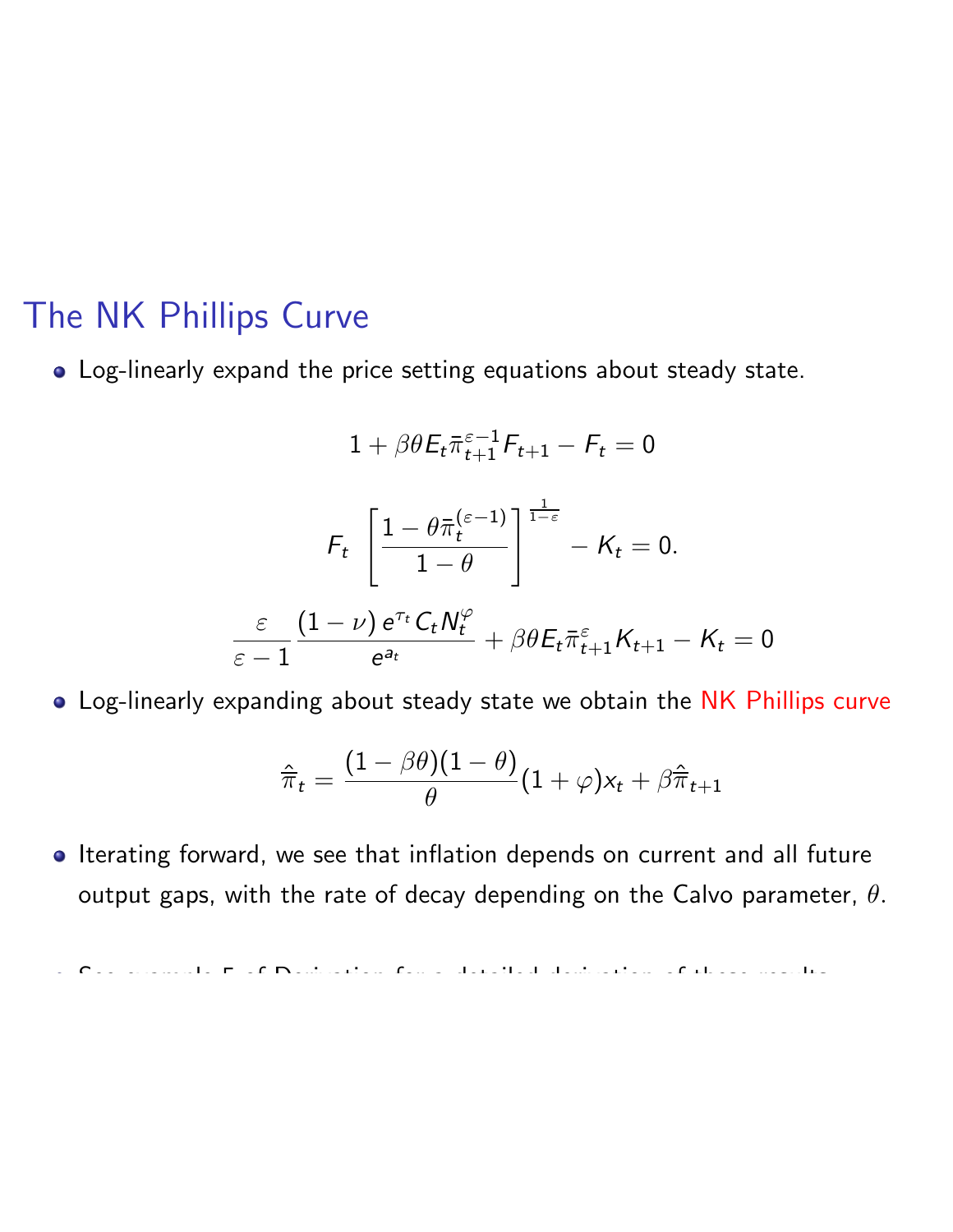# The NK Phillips Curve

- Log-linearly expand the price setting equations about steady state.

$$1 + \beta\theta E_t \bar{\pi}_{t+1}^{\varepsilon-1} F_{t+1} - F_t = 0$$

$$F_t \left[ \frac{1 - \theta \bar{\pi}_t^{(\varepsilon-1)}}{1-\theta} \right]^{\frac{1}{1-\varepsilon}} - K_t = 0.$$

$$\frac{\varepsilon}{\varepsilon - 1} \frac{(1-\nu)\, e^{\tau_t} C_t N_t^{\varphi}}{e^{a_t}} + \beta\theta E_t \bar{\pi}_{t+1}^{\varepsilon} K_{t+1} - K_t = 0$$

- Log-linearly expanding about steady state we obtain the NK Phillips curve

$$\hat{\bar{\pi}}_t = \frac{(1-\beta\theta)(1-\theta)}{\theta}(1+\varphi)x_t + \beta\hat{\bar{\pi}}_{t+1}$$

- Iterating forward, we see that inflation depends on current and all future output gaps, with the rate of decay depending on the Calvo parameter, $\theta$.

- See example 5 of Derivation for a detailed derivation of these results.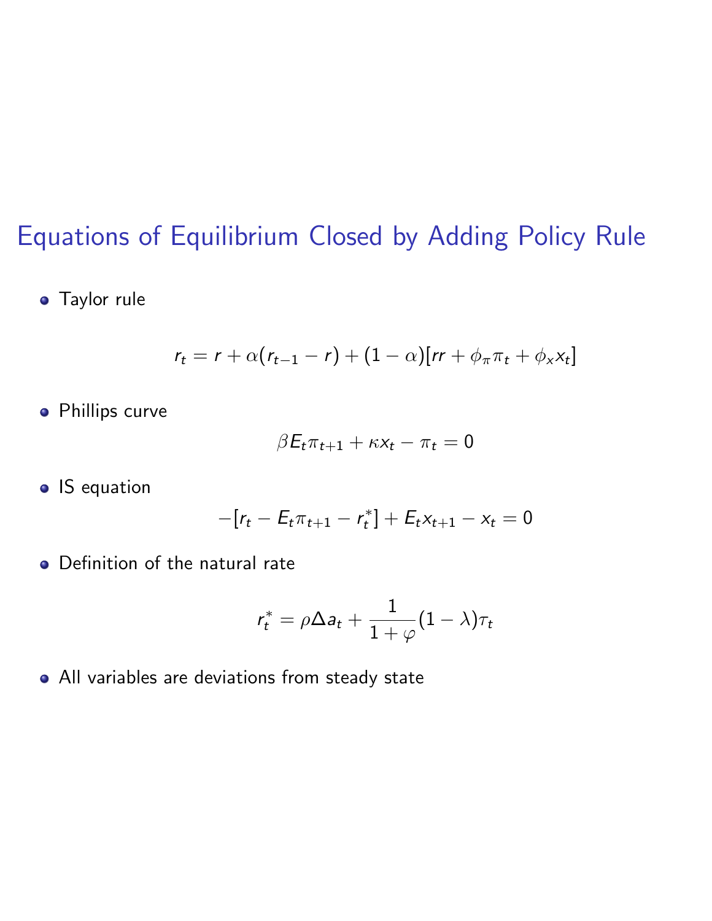## Equations of Equilibrium Closed by Adding Policy Rule

- Taylor rule

$$r_t = r + \alpha(r_{t-1} - r) + (1 - \alpha)[rr + \phi_\pi \pi_t + \phi_x x_t]$$

- Phillips curve

$$\beta E_t \pi_{t+1} + \kappa x_t - \pi_t = 0$$

- IS equation

$$-[r_t - E_t \pi_{t+1} - r_t^*] + E_t x_{t+1} - x_t = 0$$

- Definition of the natural rate

$$r_t^* = \rho \Delta a_t + \frac{1}{1 + \varphi}(1 - \lambda)\tau_t$$

- All variables are deviations from steady state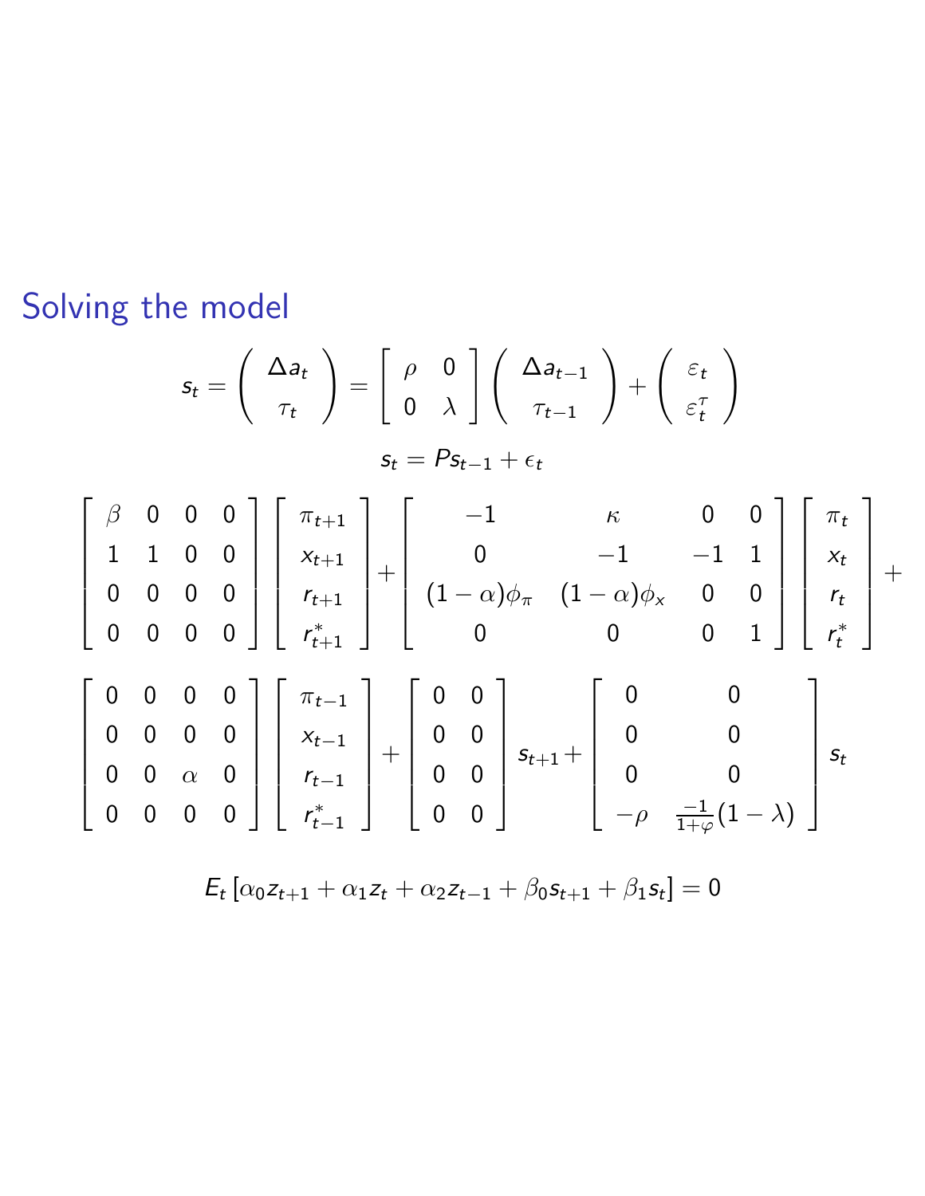## Solving the model

$$
s_t = \begin{pmatrix} \Delta a_t \\ \tau_t \end{pmatrix} = \begin{bmatrix} \rho & 0 \\ 0 & \lambda \end{bmatrix} \begin{pmatrix} \Delta a_{t-1} \\ \tau_{t-1} \end{pmatrix} + \begin{pmatrix} \varepsilon_t \\ \varepsilon_t^{\tau} \end{pmatrix}
$$

$$
s_t = P s_{t-1} + \epsilon_t
$$

$$
\begin{bmatrix} \beta & 0 & 0 & 0 \\ 1 & 1 & 0 & 0 \\ 0 & 0 & 0 & 0 \\ 0 & 0 & 0 & 0 \end{bmatrix} \begin{bmatrix} \pi_{t+1} \\ x_{t+1} \\ r_{t+1} \\ r^*_{t+1} \end{bmatrix} + \begin{bmatrix} -1 & \kappa & 0 & 0 \\ 0 & -1 & -1 & 1 \\ (1-\alpha)\phi_\pi & (1-\alpha)\phi_x & 0 & 0 \\ 0 & 0 & 0 & 1 \end{bmatrix} \begin{bmatrix} \pi_t \\ x_t \\ r_t \\ r^*_t \end{bmatrix} +
$$

$$
\begin{bmatrix} 0 & 0 & 0 & 0 \\ 0 & 0 & 0 & 0 \\ 0 & 0 & \alpha & 0 \\ 0 & 0 & 0 & 0 \end{bmatrix} \begin{bmatrix} \pi_{t-1} \\ x_{t-1} \\ r_{t-1} \\ r^*_{t-1} \end{bmatrix} + \begin{bmatrix} 0 & 0 \\ 0 & 0 \\ 0 & 0 \\ 0 & 0 \end{bmatrix} s_{t+1} + \begin{bmatrix} 0 & 0 \\ 0 & 0 \\ 0 & 0 \\ -\rho & \frac{-1}{1+\varphi}(1-\lambda) \end{bmatrix} s_t
$$

$$
E_t \left[ \alpha_0 z_{t+1} + \alpha_1 z_t + \alpha_2 z_{t-1} + \beta_0 s_{t+1} + \beta_1 s_t \right] = 0
$$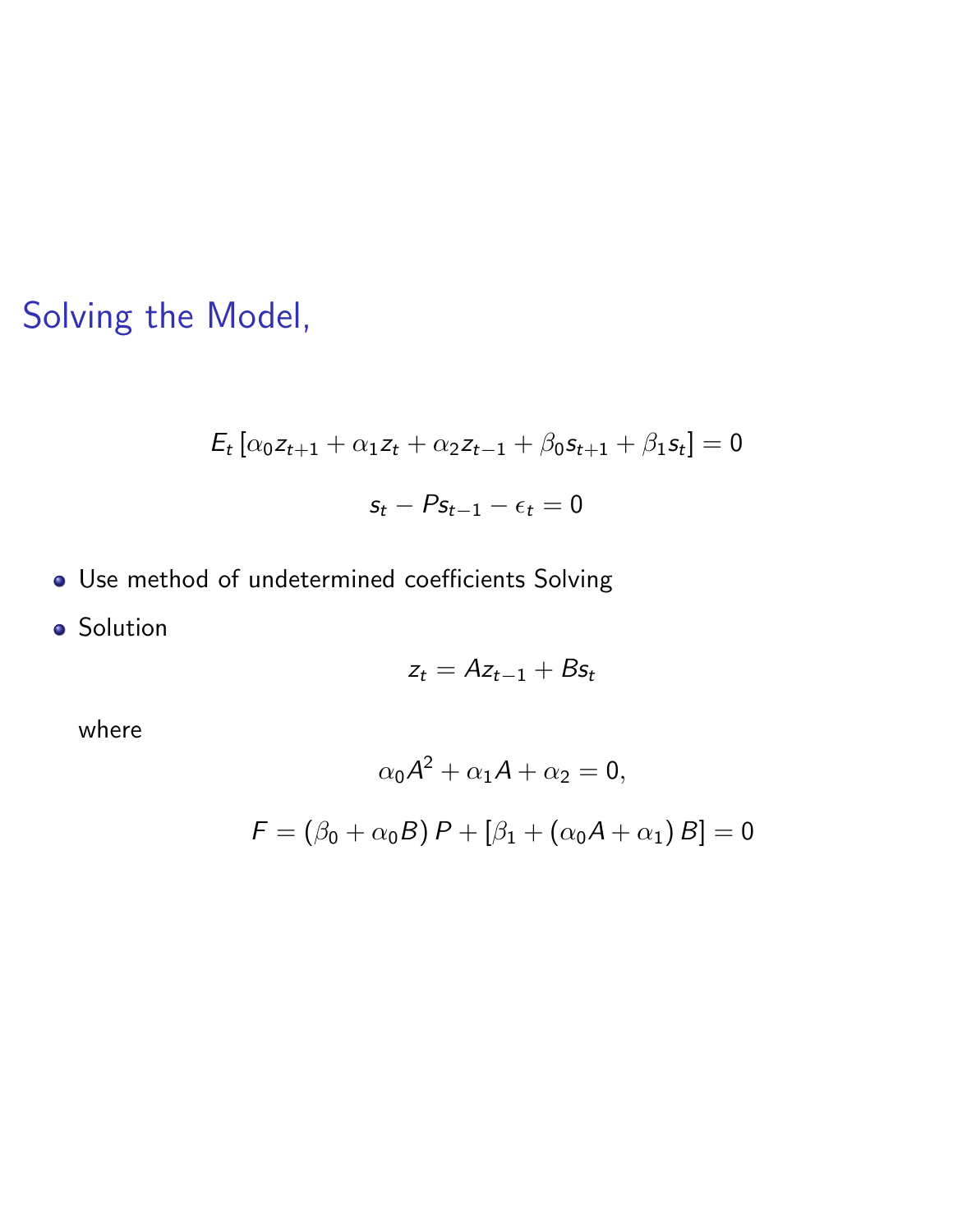## Solving the Model,

$$E_t \left[ \alpha_0 z_{t+1} + \alpha_1 z_t + \alpha_2 z_{t-1} + \beta_0 s_{t+1} + \beta_1 s_t \right] = 0$$

$$s_t - P s_{t-1} - \epsilon_t = 0$$

- Use method of undetermined coefficients Solving
- Solution

$$z_t = A z_{t-1} + B s_t$$

where

$$\alpha_0 A^2 + \alpha_1 A + \alpha_2 = 0,$$

$$F = (\beta_0 + \alpha_0 B) P + \left[ \beta_1 + (\alpha_0 A + \alpha_1) B \right] = 0$$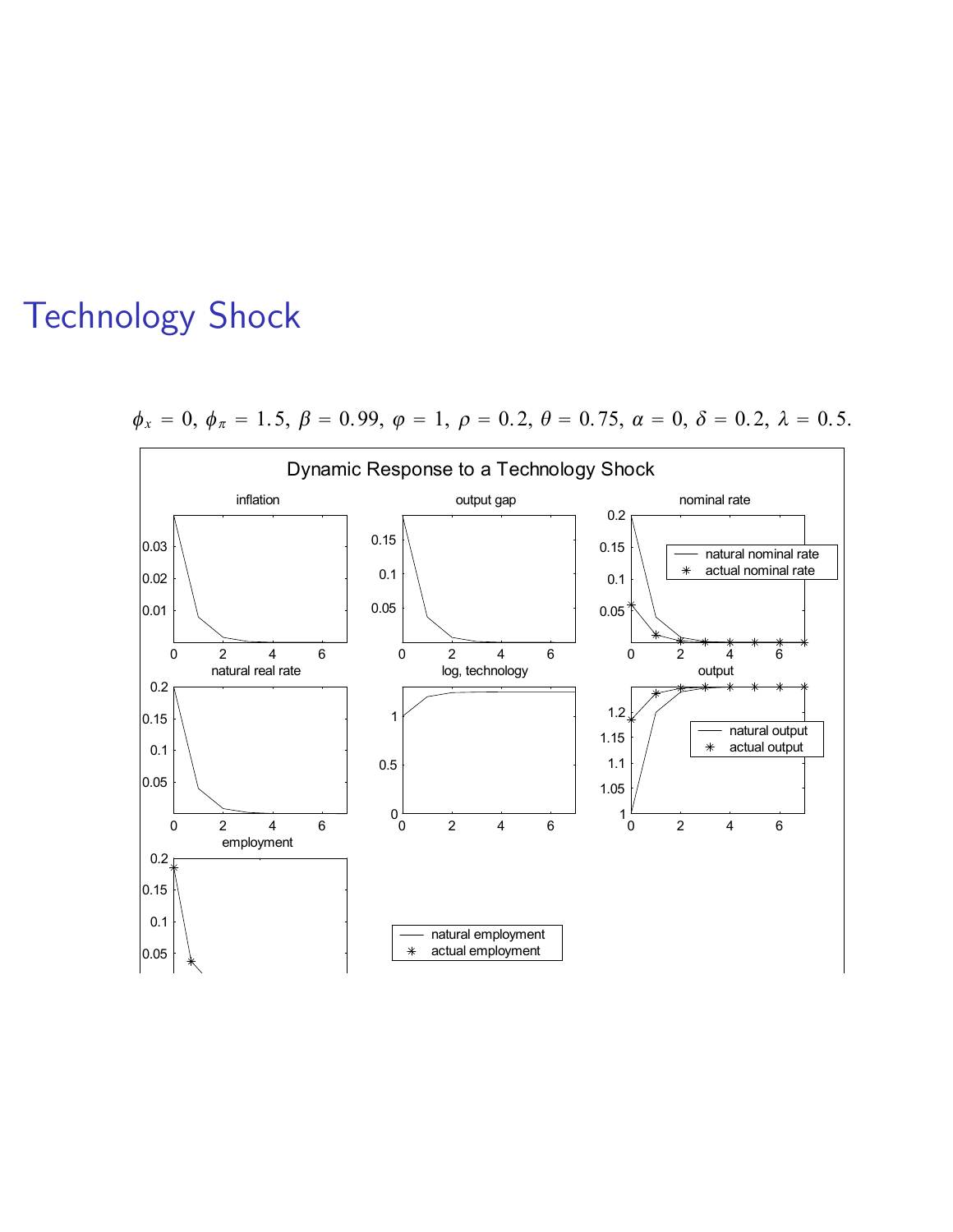# Technology Shock

$\phi_x = 0,\ \phi_\pi = 1.5,\ \beta = 0.99,\ \varphi = 1,\ \rho = 0.2,\ \theta = 0.75,\ \alpha = 0,\ \delta = 0.2,\ \lambda = 0.5.$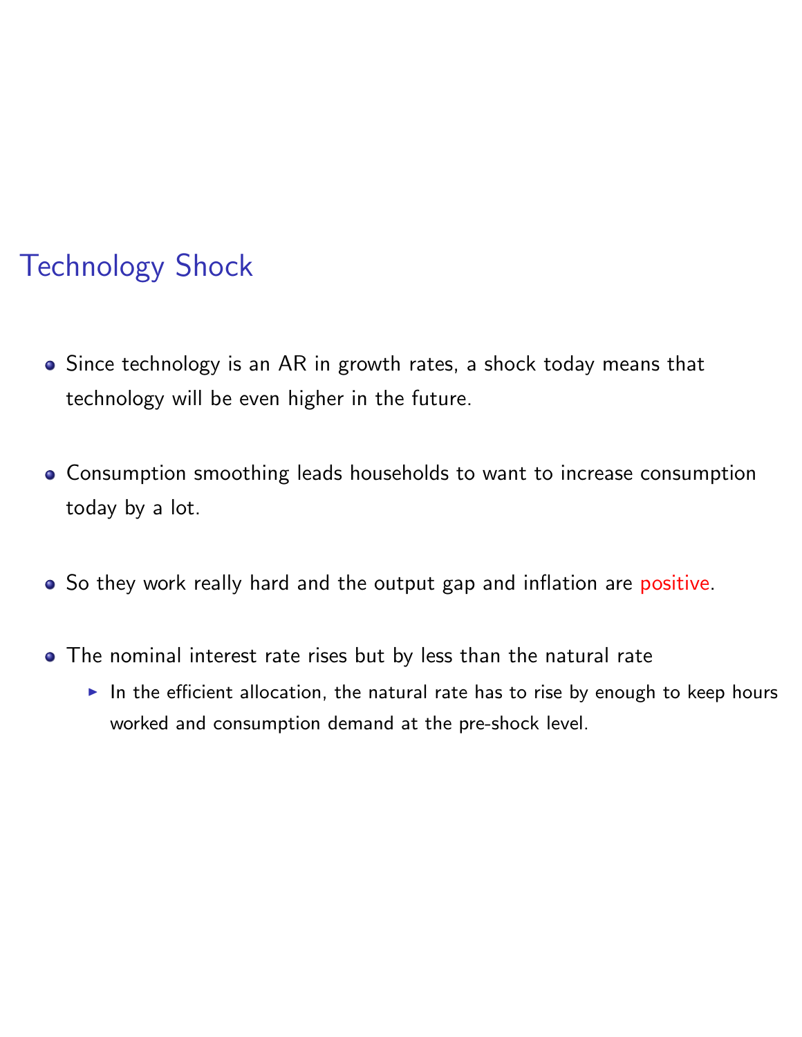## Technology Shock

- Since technology is an AR in growth rates, a shock today means that technology will be even higher in the future.
- Consumption smoothing leads households to want to increase consumption today by a lot.
- So they work really hard and the output gap and inflation are positive.
- The nominal interest rate rises but by less than the natural rate
  - In the efficient allocation, the natural rate has to rise by enough to keep hours worked and consumption demand at the pre-shock level.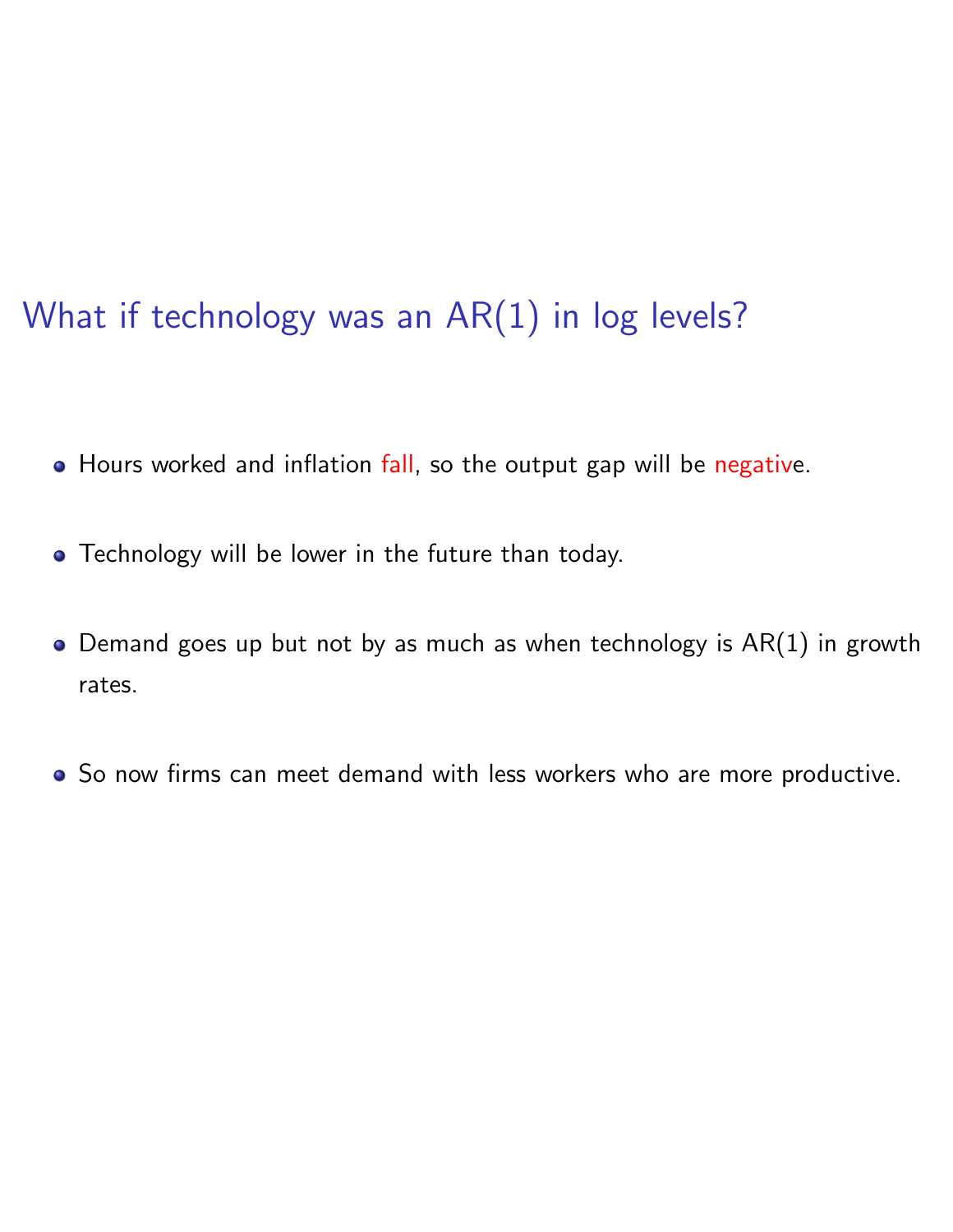## What if technology was an AR(1) in log levels?

- Hours worked and inflation fall, so the output gap will be negative.
- Technology will be lower in the future than today.
- Demand goes up but not by as much as when technology is AR(1) in growth rates.
- So now firms can meet demand with less workers who are more productive.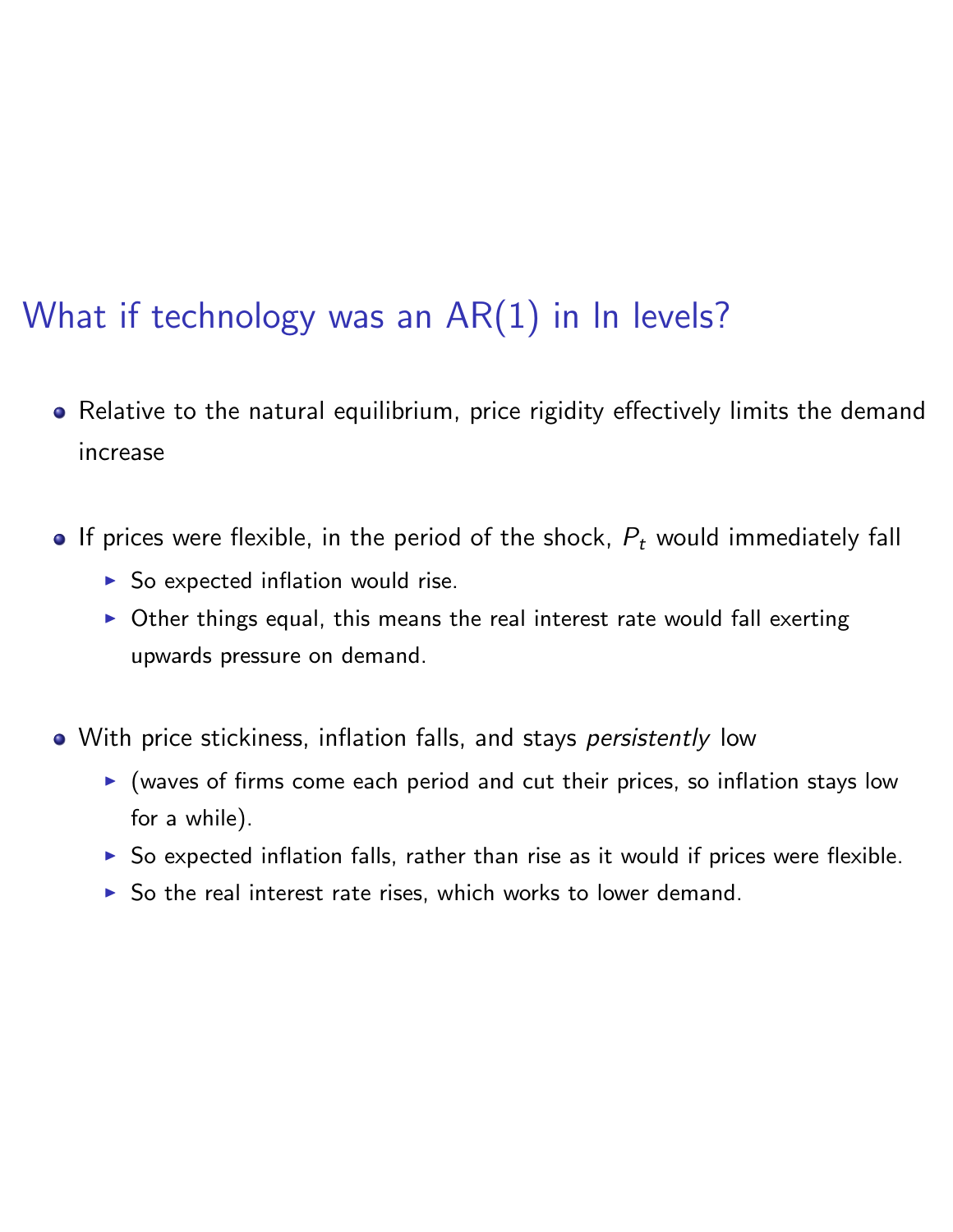## What if technology was an AR(1) in ln levels?

- Relative to the natural equilibrium, price rigidity effectively limits the demand increase

- If prices were flexible, in the period of the shock, $P_t$ would immediately fall
  - So expected inflation would rise.
  - Other things equal, this means the real interest rate would fall exerting upwards pressure on demand.

- With price stickiness, inflation falls, and stays *persistently* low
  - (waves of firms come each period and cut their prices, so inflation stays low for a while).
  - So expected inflation falls, rather than rise as it would if prices were flexible.
  - So the real interest rate rises, which works to lower demand.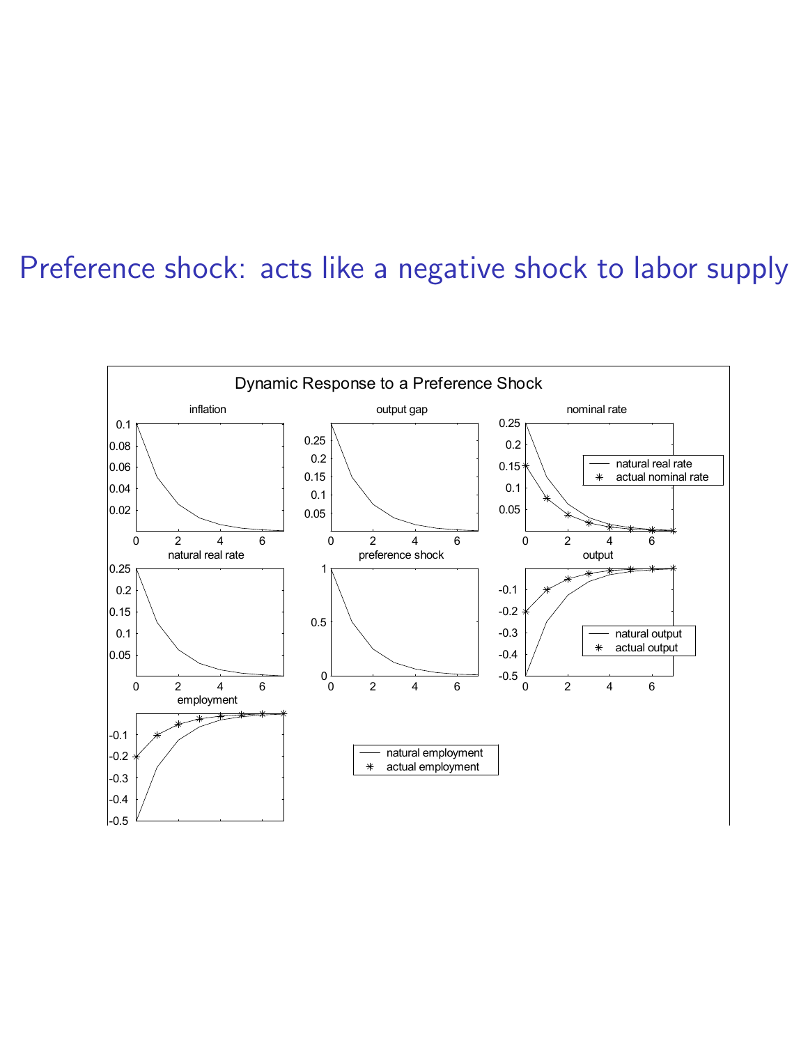# Preference shock: acts like a negative shock to labor supply

Dynamic Response to a Preference Shock

inflation

0.1
0.08
0.06
0.04
0.02

0 2 4 6

output gap

0.25
0.2
0.15
0.1
0.05

0 2 4 6

nominal rate

0.25
0.2
0.15
0.1
0.05

0 2 4 6

natural real rate
actual nominal rate

natural real rate

0.25
0.2
0.15
0.1
0.05

0 2 4 6

preference shock

1
0.5
0

0 2 4 6

output

-0.1
-0.2
-0.3
-0.4
-0.5

0 2 4 6

natural output
actual output

employment

-0.1
-0.2
-0.3
-0.4
-0.5

natural employment
actual employment